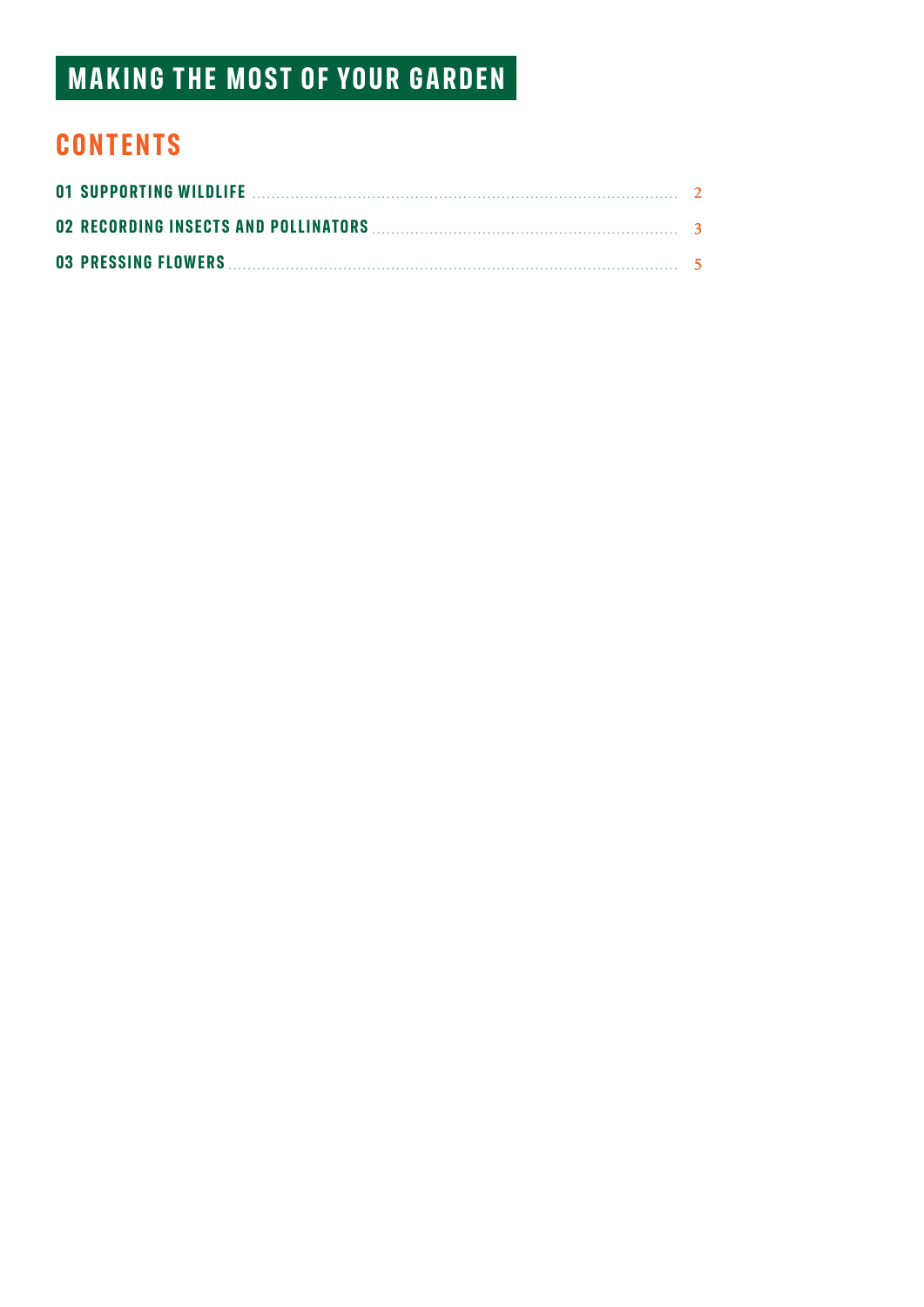# MAKING THE MOST OF YOUR GARDEN

## CONTENTS

| | |
|---|---|
| **01 SUPPORTING WILDLIFE** | 2 |
| **02 RECORDING INSECTS AND POLLINATORS** | 3 |
| **03 PRESSING FLOWERS** | 5 |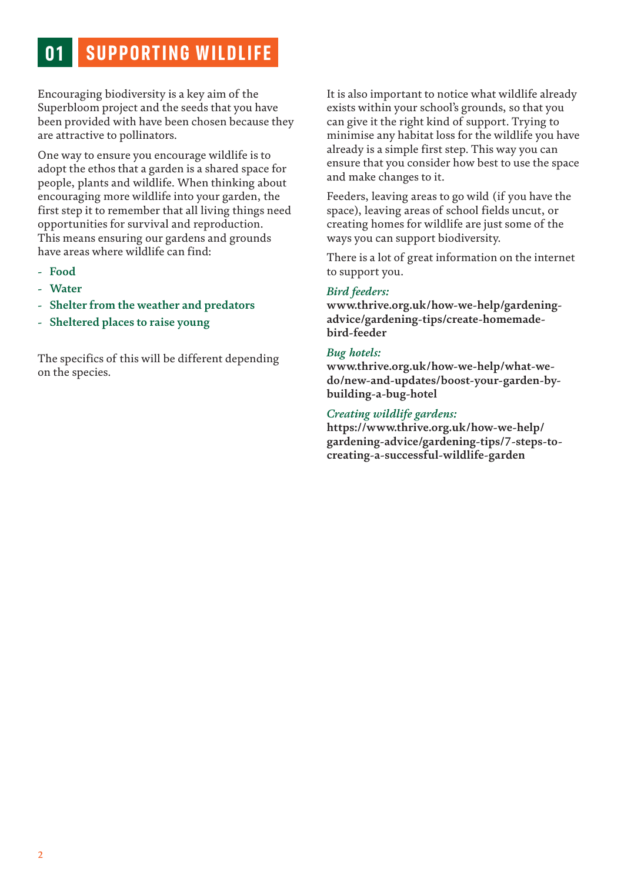# 01 SUPPORTING WILDLIFE

Encouraging biodiversity is a key aim of the Superbloom project and the seeds that you have been provided with have been chosen because they are attractive to pollinators.

One way to ensure you encourage wildlife is to adopt the ethos that a garden is a shared space for people, plants and wildlife. When thinking about encouraging more wildlife into your garden, the first step it to remember that all living things need opportunities for survival and reproduction. This means ensuring our gardens and grounds have areas where wildlife can find:

- **Food**
- **Water**
- **Shelter from the weather and predators**
- **Sheltered places to raise young**

The specifics of this will be different depending on the species.

It is also important to notice what wildlife already exists within your school's grounds, so that you can give it the right kind of support. Trying to minimise any habitat loss for the wildlife you have already is a simple first step. This way you can ensure that you consider how best to use the space and make changes to it.

Feeders, leaving areas to go wild (if you have the space), leaving areas of school fields uncut, or creating homes for wildlife are just some of the ways you can support biodiversity.

There is a lot of great information on the internet to support you.

*Bird feeders:*
**www.thrive.org.uk/how-we-help/gardening-advice/gardening-tips/create-homemade-bird-feeder**

*Bug hotels:*
**www.thrive.org.uk/how-we-help/what-we-do/new-and-updates/boost-your-garden-by-building-a-bug-hotel**

*Creating wildlife gardens:*
**https://www.thrive.org.uk/how-we-help/gardening-advice/gardening-tips/7-steps-to-creating-a-successful-wildlife-garden**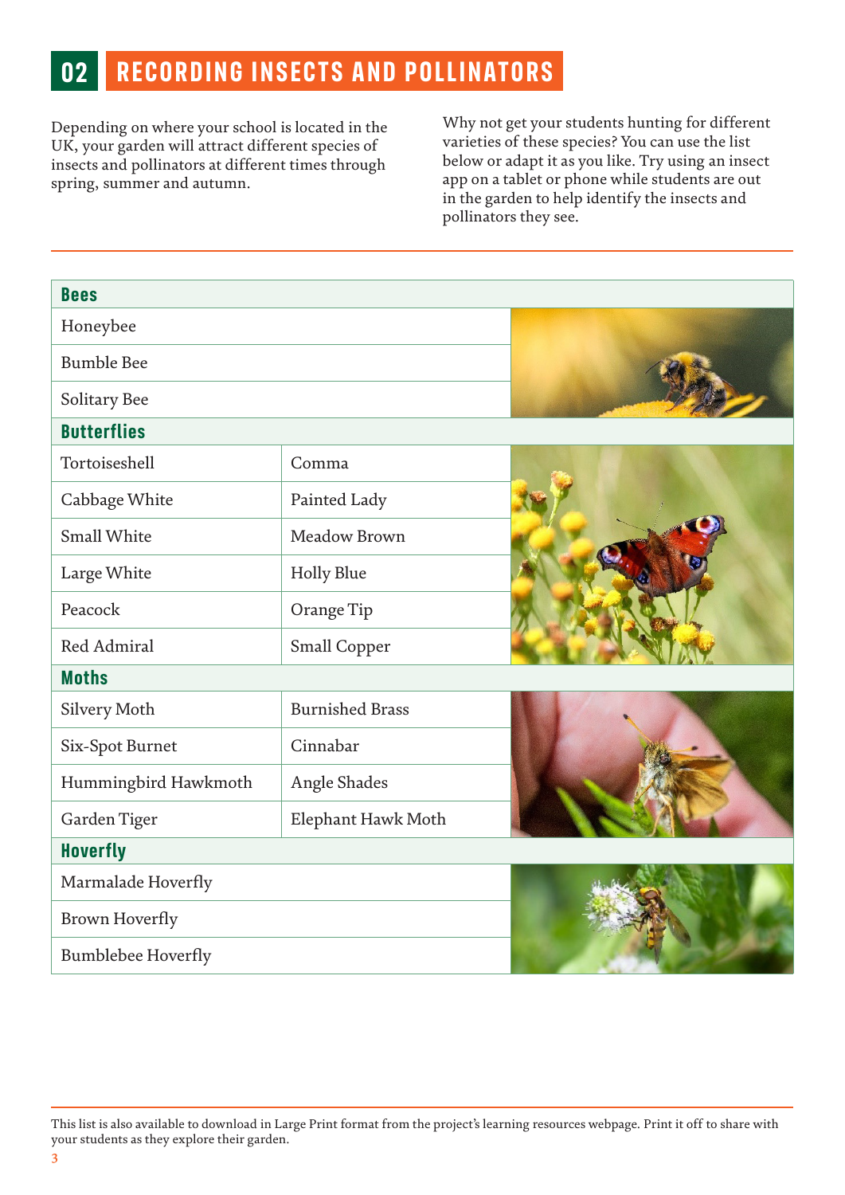## 02 RECORDING INSECTS AND POLLINATORS

Depending on where your school is located in the UK, your garden will attract different species of insects and pollinators at different times through spring, summer and autumn.

Why not get your students hunting for different varieties of these species? You can use the list below or adapt it as you like. Try using an insect app on a tablet or phone while students are out in the garden to help identify the insects and pollinators they see.

| **Bees** | |
|---|---|
| Honeybee | |
| Bumble Bee | |
| Solitary Bee | |
| **Butterflies** | |
| Tortoiseshell | Comma |
| Cabbage White | Painted Lady |
| Small White | Meadow Brown |
| Large White | Holly Blue |
| Peacock | Orange Tip |
| Red Admiral | Small Copper |
| **Moths** | |
| Silvery Moth | Burnished Brass |
| Six-Spot Burnet | Cinnabar |
| Hummingbird Hawkmoth | Angle Shades |
| Garden Tiger | Elephant Hawk Moth |
| **Hoverfly** | |
| Marmalade Hoverfly | |
| Brown Hoverfly | |
| Bumblebee Hoverfly | |

This list is also available to download in Large Print format from the project's learning resources webpage. Print it off to share with your students as they explore their garden.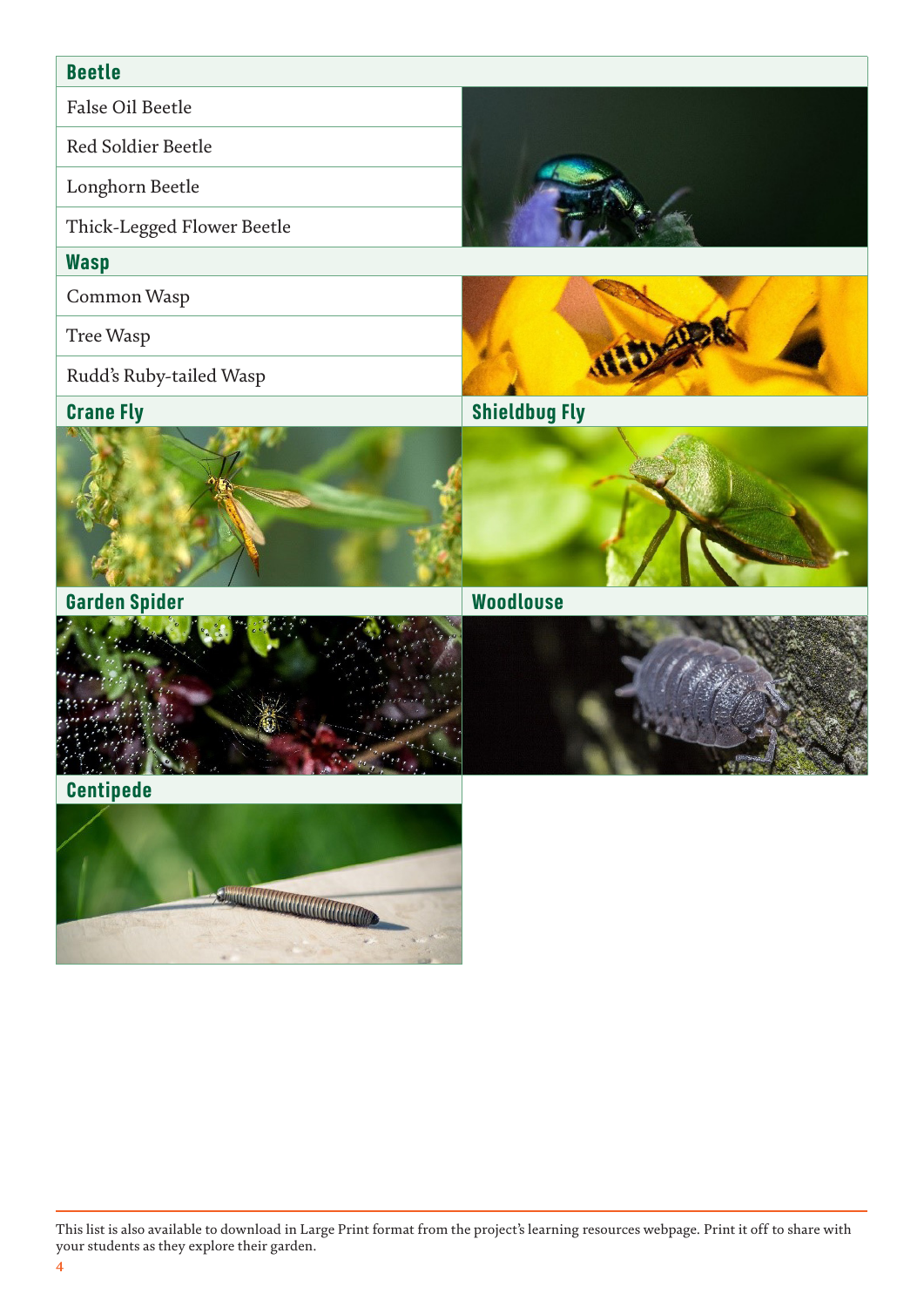### Beetle

- False Oil Beetle
- Red Soldier Beetle
- Longhorn Beetle
- Thick-Legged Flower Beetle

### Wasp

- Common Wasp
- Tree Wasp
- Rudd's Ruby-tailed Wasp

### Crane Fly

### Shieldbug Fly

### Garden Spider

### Woodlouse

### Centipede

This list is also available to download in Large Print format from the project's learning resources webpage. Print it off to share with your students as they explore their garden.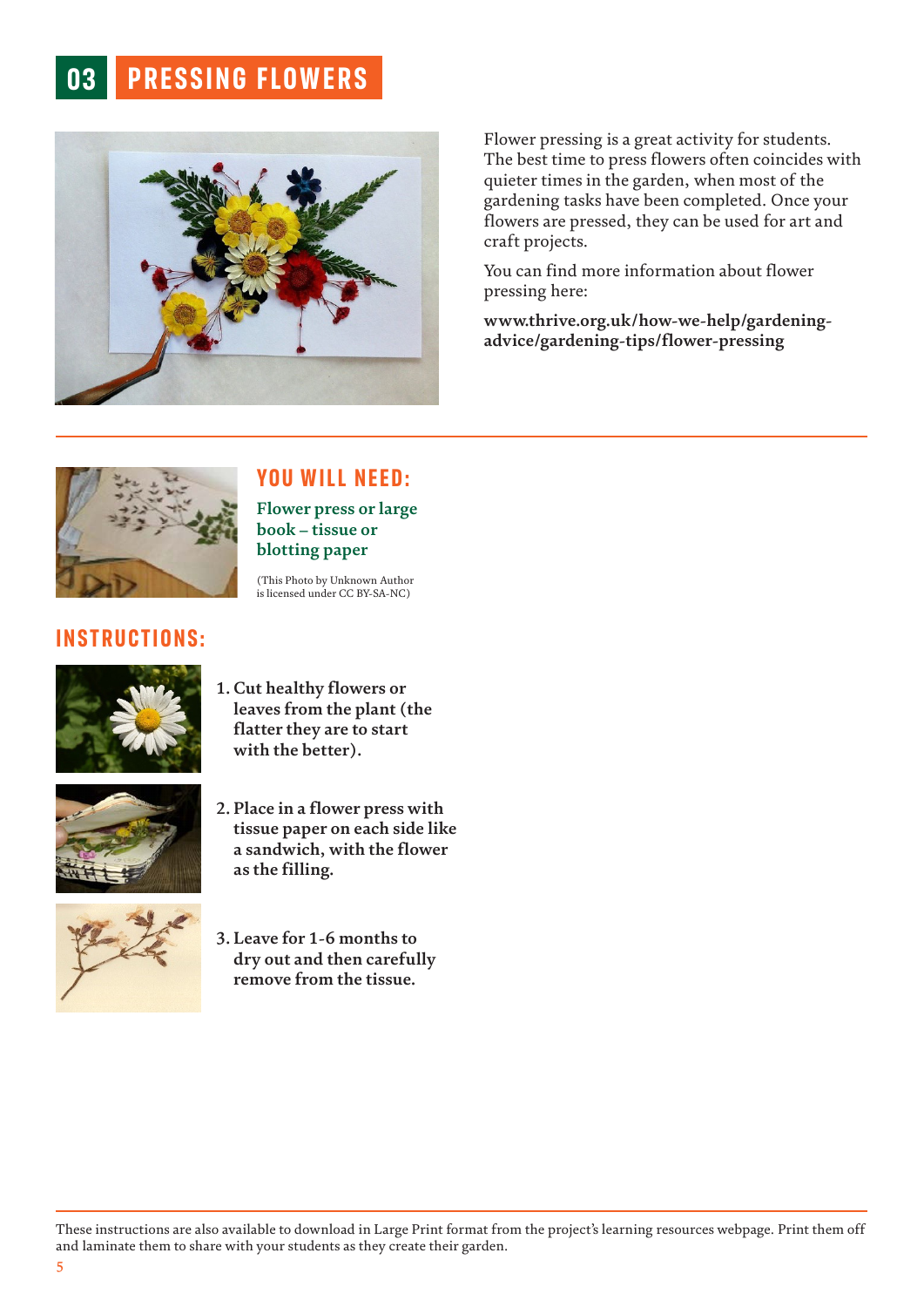# 03 PRESSING FLOWERS

Flower pressing is a great activity for students. The best time to press flowers often coincides with quieter times in the garden, when most of the gardening tasks have been completed. Once your flowers are pressed, they can be used for art and craft projects.

You can find more information about flower pressing here:

**www.thrive.org.uk/how-we-help/gardening-advice/gardening-tips/flower-pressing**

## YOU WILL NEED:

**Flower press or large book – tissue or blotting paper**

(This Photo by Unknown Author is licensed under CC BY-SA-NC)

## INSTRUCTIONS:

1. **Cut healthy flowers or leaves from the plant (the flatter they are to start with the better).**
2. **Place in a flower press with tissue paper on each side like a sandwich, with the flower as the filling.**
3. **Leave for 1-6 months to dry out and then carefully remove from the tissue.**

These instructions are also available to download in Large Print format from the project's learning resources webpage. Print them off and laminate them to share with your students as they create their garden.